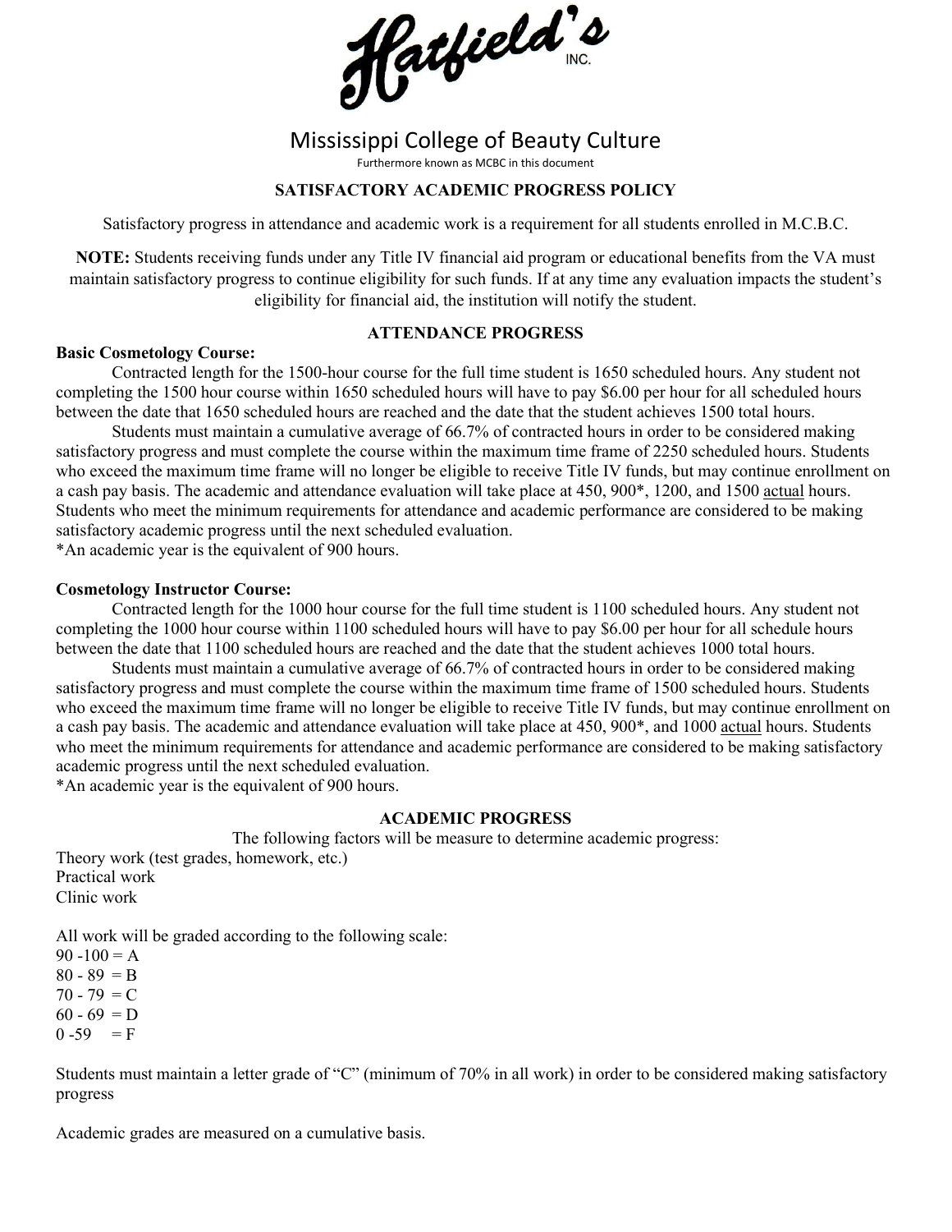Hatfield's INC.

# Mississippi College of Beauty Culture

Furthermore known as MCBC in this document

## SATISFACTORY ACADEMIC PROGRESS POLICY

Satisfactory progress in attendance and academic work is a requirement for all students enrolled in M.C.B.C.

**NOTE:** Students receiving funds under any Title IV financial aid program or educational benefits from the VA must maintain satisfactory progress to continue eligibility for such funds. If at any time any evaluation impacts the student's eligibility for financial aid, the institution will notify the student.

## ATTENDANCE PROGRESS

**Basic Cosmetology Course:**

Contracted length for the 1500-hour course for the full time student is 1650 scheduled hours. Any student not completing the 1500 hour course within 1650 scheduled hours will have to pay $6.00 per hour for all scheduled hours between the date that 1650 scheduled hours are reached and the date that the student achieves 1500 total hours.

Students must maintain a cumulative average of 66.7% of contracted hours in order to be considered making satisfactory progress and must complete the course within the maximum time frame of 2250 scheduled hours. Students who exceed the maximum time frame will no longer be eligible to receive Title IV funds, but may continue enrollment on a cash pay basis. The academic and attendance evaluation will take place at 450, 900*, 1200, and 1500 actual hours. Students who meet the minimum requirements for attendance and academic performance are considered to be making satisfactory academic progress until the next scheduled evaluation.

*An academic year is the equivalent of 900 hours.

**Cosmetology Instructor Course:**

Contracted length for the 1000 hour course for the full time student is 1100 scheduled hours. Any student not completing the 1000 hour course within 1100 scheduled hours will have to pay $6.00 per hour for all schedule hours between the date that 1100 scheduled hours are reached and the date that the student achieves 1000 total hours.

Students must maintain a cumulative average of 66.7% of contracted hours in order to be considered making satisfactory progress and must complete the course within the maximum time frame of 1500 scheduled hours. Students who exceed the maximum time frame will no longer be eligible to receive Title IV funds, but may continue enrollment on a cash pay basis. The academic and attendance evaluation will take place at 450, 900*, and 1000 actual hours. Students who meet the minimum requirements for attendance and academic performance are considered to be making satisfactory academic progress until the next scheduled evaluation.

*An academic year is the equivalent of 900 hours.

## ACADEMIC PROGRESS

The following factors will be measure to determine academic progress:

Theory work (test grades, homework, etc.)
Practical work
Clinic work

All work will be graded according to the following scale:

90 -100 = A
80 - 89 = B
70 - 79 = C
60 - 69 = D
0 -59 = F

Students must maintain a letter grade of "C" (minimum of 70% in all work) in order to be considered making satisfactory progress

Academic grades are measured on a cumulative basis.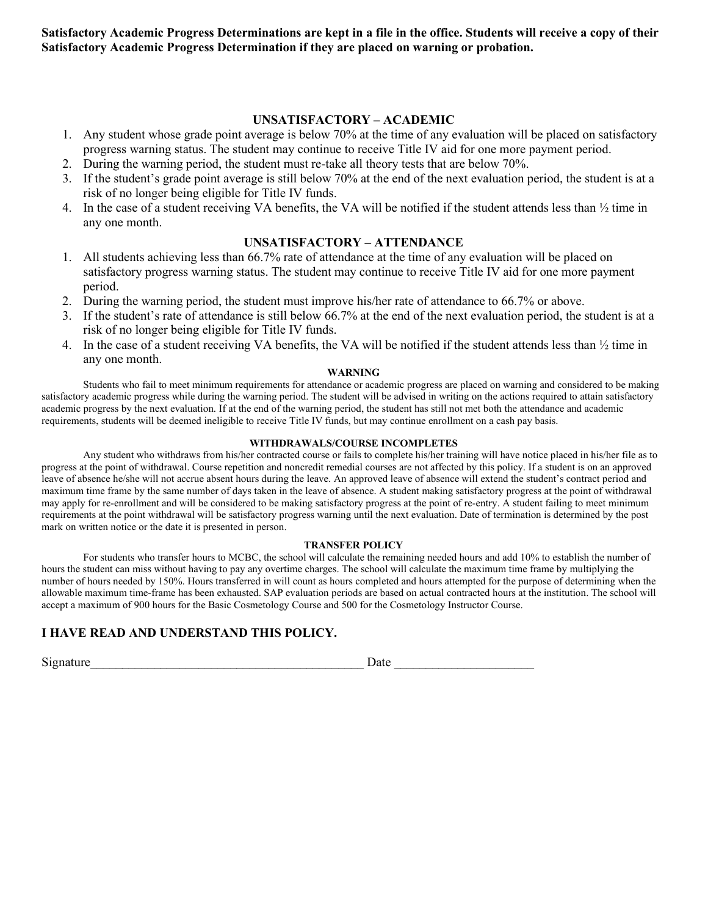**Satisfactory Academic Progress Determinations are kept in a file in the office. Students will receive a copy of their Satisfactory Academic Progress Determination if they are placed on warning or probation.**

## UNSATISFACTORY – ACADEMIC

1. Any student whose grade point average is below 70% at the time of any evaluation will be placed on satisfactory progress warning status. The student may continue to receive Title IV aid for one more payment period.
2. During the warning period, the student must re-take all theory tests that are below 70%.
3. If the student's grade point average is still below 70% at the end of the next evaluation period, the student is at a risk of no longer being eligible for Title IV funds.
4. In the case of a student receiving VA benefits, the VA will be notified if the student attends less than ½ time in any one month.

## UNSATISFACTORY – ATTENDANCE

1. All students achieving less than 66.7% rate of attendance at the time of any evaluation will be placed on satisfactory progress warning status. The student may continue to receive Title IV aid for one more payment period.
2. During the warning period, the student must improve his/her rate of attendance to 66.7% or above.
3. If the student's rate of attendance is still below 66.7% at the end of the next evaluation period, the student is at a risk of no longer being eligible for Title IV funds.
4. In the case of a student receiving VA benefits, the VA will be notified if the student attends less than ½ time in any one month.

### WARNING

Students who fail to meet minimum requirements for attendance or academic progress are placed on warning and considered to be making satisfactory academic progress while during the warning period. The student will be advised in writing on the actions required to attain satisfactory academic progress by the next evaluation. If at the end of the warning period, the student has still not met both the attendance and academic requirements, students will be deemed ineligible to receive Title IV funds, but may continue enrollment on a cash pay basis.

### WITHDRAWALS/COURSE INCOMPLETES

Any student who withdraws from his/her contracted course or fails to complete his/her training will have notice placed in his/her file as to progress at the point of withdrawal. Course repetition and noncredit remedial courses are not affected by this policy. If a student is on an approved leave of absence he/she will not accrue absent hours during the leave. An approved leave of absence will extend the student's contract period and maximum time frame by the same number of days taken in the leave of absence. A student making satisfactory progress at the point of withdrawal may apply for re-enrollment and will be considered to be making satisfactory progress at the point of re-entry. A student failing to meet minimum requirements at the point withdrawal will be satisfactory progress warning until the next evaluation. Date of termination is determined by the post mark on written notice or the date it is presented in person.

### TRANSFER POLICY

For students who transfer hours to MCBC, the school will calculate the remaining needed hours and add 10% to establish the number of hours the student can miss without having to pay any overtime charges. The school will calculate the maximum time frame by multiplying the number of hours needed by 150%. Hours transferred in will count as hours completed and hours attempted for the purpose of determining when the allowable maximum time-frame has been exhausted. SAP evaluation periods are based on actual contracted hours at the institution. The school will accept a maximum of 900 hours for the Basic Cosmetology Course and 500 for the Cosmetology Instructor Course.

## I HAVE READ AND UNDERSTAND THIS POLICY.

Signature\_\_\_\_\_\_\_\_\_\_\_\_\_\_\_\_\_\_\_\_\_\_\_\_\_\_\_\_\_\_\_\_\_\_\_\_\_\_\_\_\_\_\_\_ Date \_\_\_\_\_\_\_\_\_\_\_\_\_\_\_\_\_\_\_\_\_\_